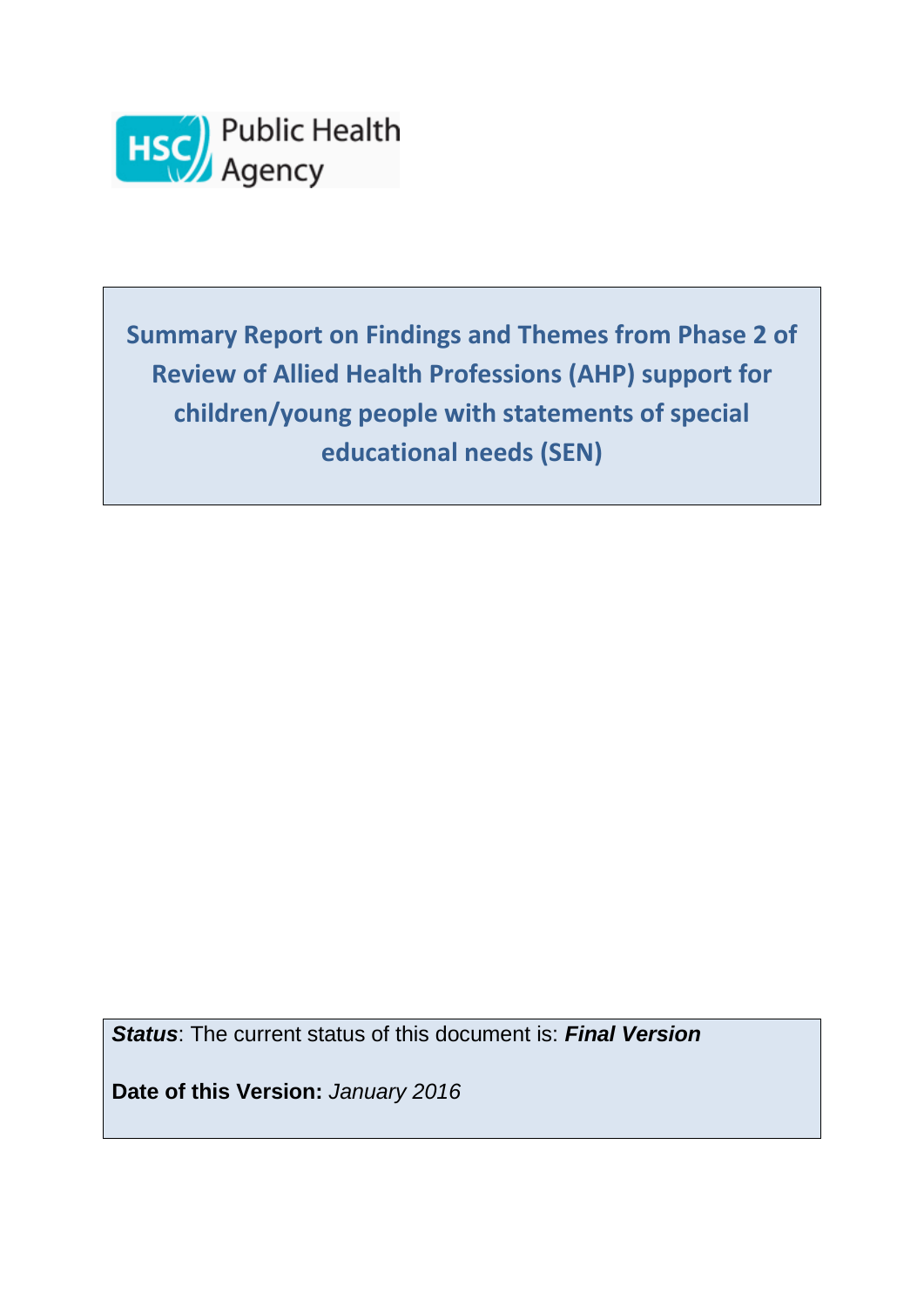HSC Public Health Agency

# Summary Report on Findings and Themes from Phase 2 of Review of Allied Health Professions (AHP) support for children/young people with statements of special educational needs (SEN)

***Status***: The current status of this document is: ***Final Version***

**Date of this Version:** *January 2016*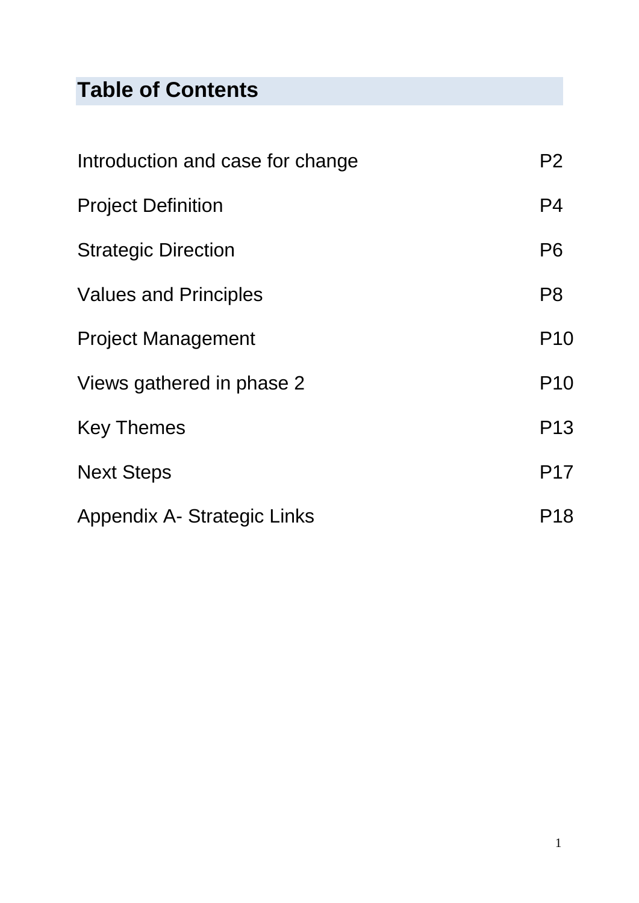## Table of Contents

| | |
|---|---|
| Introduction and case for change | P2 |
| Project Definition | P4 |
| Strategic Direction | P6 |
| Values and Principles | P8 |
| Project Management | P10 |
| Views gathered in phase 2 | P10 |
| Key Themes | P13 |
| Next Steps | P17 |
| Appendix A- Strategic Links | P18 |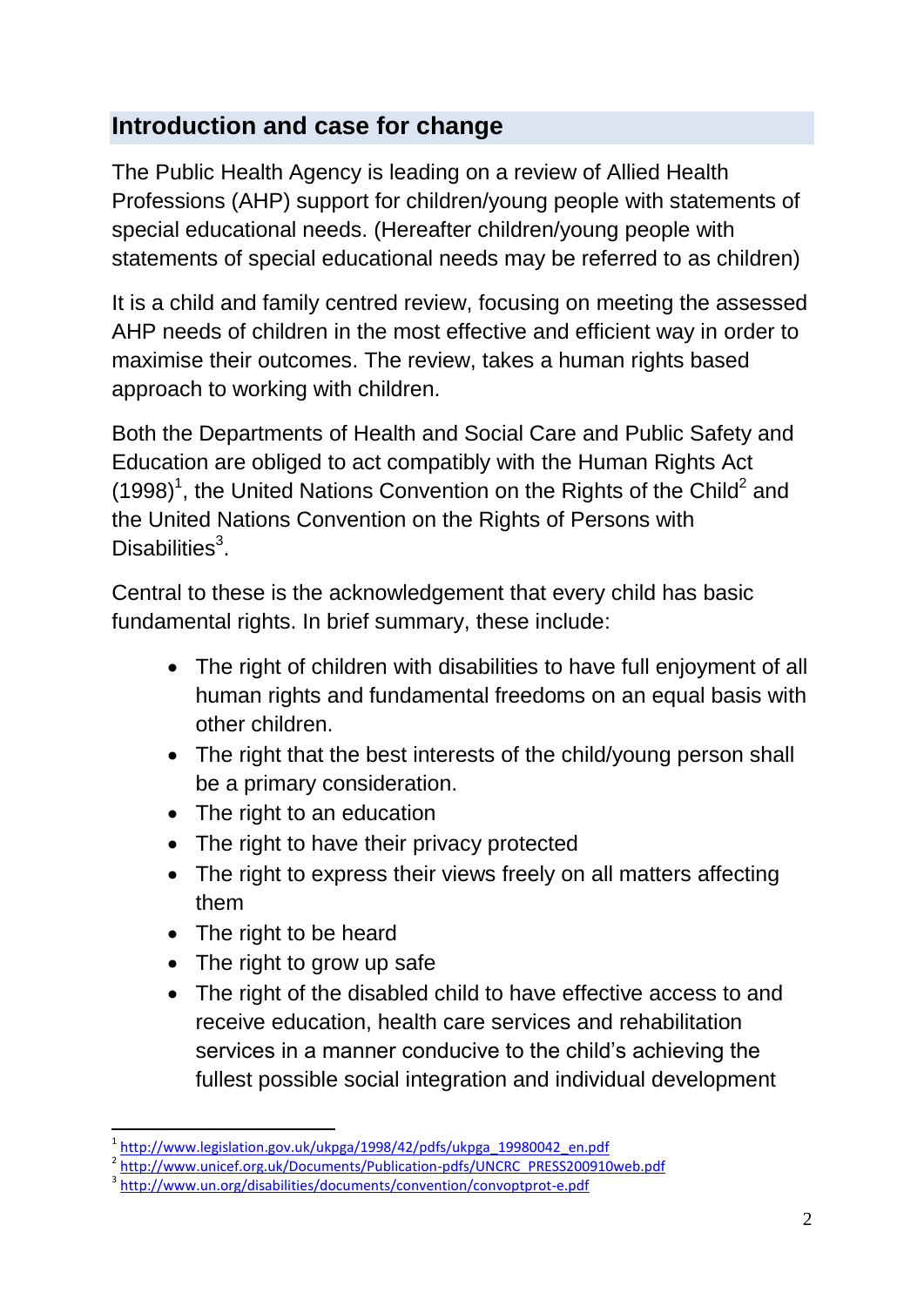## Introduction and case for change

The Public Health Agency is leading on a review of Allied Health Professions (AHP) support for children/young people with statements of special educational needs. (Hereafter children/young people with statements of special educational needs may be referred to as children)

It is a child and family centred review, focusing on meeting the assessed AHP needs of children in the most effective and efficient way in order to maximise their outcomes. The review, takes a human rights based approach to working with children.

Both the Departments of Health and Social Care and Public Safety and Education are obliged to act compatibly with the Human Rights Act (1998)[1], the United Nations Convention on the Rights of the Child[2] and the United Nations Convention on the Rights of Persons with Disabilities[3].

Central to these is the acknowledgement that every child has basic fundamental rights. In brief summary, these include:

- The right of children with disabilities to have full enjoyment of all human rights and fundamental freedoms on an equal basis with other children.
- The right that the best interests of the child/young person shall be a primary consideration.
- The right to an education
- The right to have their privacy protected
- The right to express their views freely on all matters affecting them
- The right to be heard
- The right to grow up safe
- The right of the disabled child to have effective access to and receive education, health care services and rehabilitation services in a manner conducive to the child's achieving the fullest possible social integration and individual development

[1] http://www.legislation.gov.uk/ukpga/1998/42/pdfs/ukpga_19980042_en.pdf
[2] http://www.unicef.org.uk/Documents/Publication-pdfs/UNCRC_PRESS200910web.pdf
[3] http://www.un.org/disabilities/documents/convention/convoptprot-e.pdf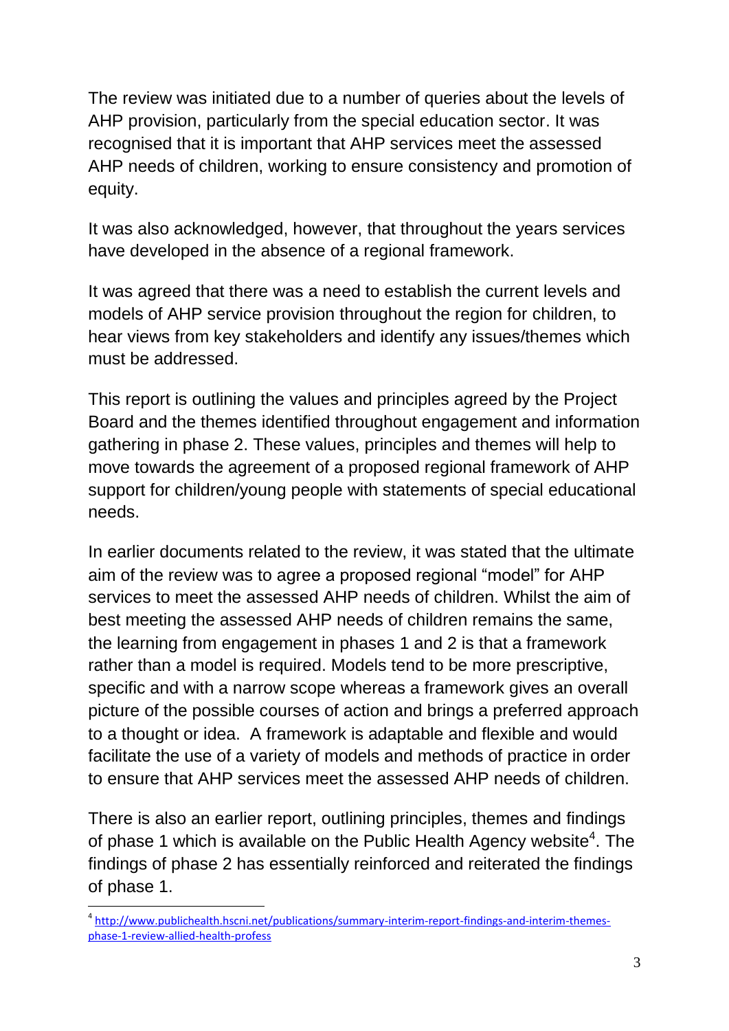The review was initiated due to a number of queries about the levels of AHP provision, particularly from the special education sector. It was recognised that it is important that AHP services meet the assessed AHP needs of children, working to ensure consistency and promotion of equity.

It was also acknowledged, however, that throughout the years services have developed in the absence of a regional framework.

It was agreed that there was a need to establish the current levels and models of AHP service provision throughout the region for children, to hear views from key stakeholders and identify any issues/themes which must be addressed.

This report is outlining the values and principles agreed by the Project Board and the themes identified throughout engagement and information gathering in phase 2. These values, principles and themes will help to move towards the agreement of a proposed regional framework of AHP support for children/young people with statements of special educational needs.

In earlier documents related to the review, it was stated that the ultimate aim of the review was to agree a proposed regional "model" for AHP services to meet the assessed AHP needs of children. Whilst the aim of best meeting the assessed AHP needs of children remains the same, the learning from engagement in phases 1 and 2 is that a framework rather than a model is required. Models tend to be more prescriptive, specific and with a narrow scope whereas a framework gives an overall picture of the possible courses of action and brings a preferred approach to a thought or idea. A framework is adaptable and flexible and would facilitate the use of a variety of models and methods of practice in order to ensure that AHP services meet the assessed AHP needs of children.

There is also an earlier report, outlining principles, themes and findings of phase 1 which is available on the Public Health Agency website[4]. The findings of phase 2 has essentially reinforced and reiterated the findings of phase 1.

[4] http://www.publichealth.hscni.net/publications/summary-interim-report-findings-and-interim-themes-phase-1-review-allied-health-profess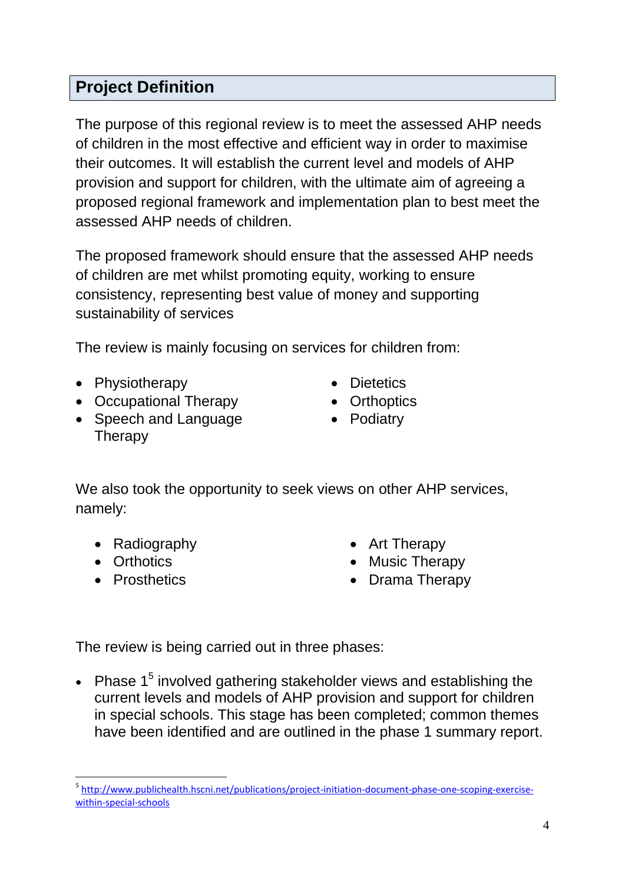## Project Definition

The purpose of this regional review is to meet the assessed AHP needs of children in the most effective and efficient way in order to maximise their outcomes. It will establish the current level and models of AHP provision and support for children, with the ultimate aim of agreeing a proposed regional framework and implementation plan to best meet the assessed AHP needs of children.

The proposed framework should ensure that the assessed AHP needs of children are met whilst promoting equity, working to ensure consistency, representing best value of money and supporting sustainability of services

The review is mainly focusing on services for children from:

- Physiotherapy
- Occupational Therapy
- Speech and Language Therapy
- Dietetics
- Orthoptics
- Podiatry

We also took the opportunity to seek views on other AHP services, namely:

- Radiography
- Orthotics
- Prosthetics
- Art Therapy
- Music Therapy
- Drama Therapy

The review is being carried out in three phases:

- Phase 1[5] involved gathering stakeholder views and establishing the current levels and models of AHP provision and support for children in special schools. This stage has been completed; common themes have been identified and are outlined in the phase 1 summary report.

[5] http://www.publichealth.hscni.net/publications/project-initiation-document-phase-one-scoping-exercise-within-special-schools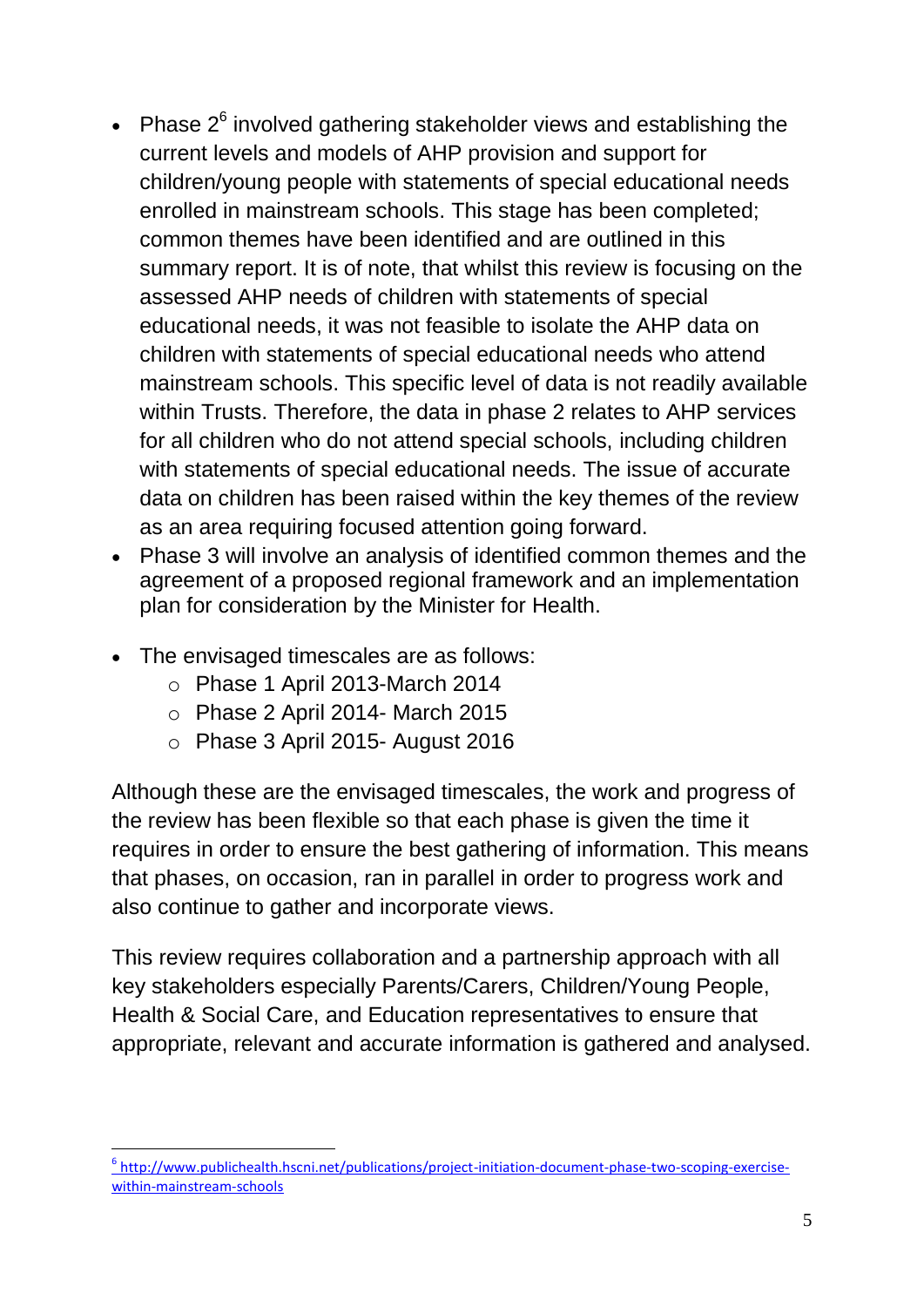- Phase 2[6] involved gathering stakeholder views and establishing the current levels and models of AHP provision and support for children/young people with statements of special educational needs enrolled in mainstream schools. This stage has been completed; common themes have been identified and are outlined in this summary report. It is of note, that whilst this review is focusing on the assessed AHP needs of children with statements of special educational needs, it was not feasible to isolate the AHP data on children with statements of special educational needs who attend mainstream schools. This specific level of data is not readily available within Trusts. Therefore, the data in phase 2 relates to AHP services for all children who do not attend special schools, including children with statements of special educational needs. The issue of accurate data on children has been raised within the key themes of the review as an area requiring focused attention going forward.
- Phase 3 will involve an analysis of identified common themes and the agreement of a proposed regional framework and an implementation plan for consideration by the Minister for Health.
- The envisaged timescales are as follows:
    - Phase 1 April 2013-March 2014
    - Phase 2 April 2014- March 2015
    - Phase 3 April 2015- August 2016

Although these are the envisaged timescales, the work and progress of the review has been flexible so that each phase is given the time it requires in order to ensure the best gathering of information. This means that phases, on occasion, ran in parallel in order to progress work and also continue to gather and incorporate views.

This review requires collaboration and a partnership approach with all key stakeholders especially Parents/Carers, Children/Young People, Health & Social Care, and Education representatives to ensure that appropriate, relevant and accurate information is gathered and analysed.

---

[6] http://www.publichealth.hscni.net/publications/project-initiation-document-phase-two-scoping-exercise-within-mainstream-schools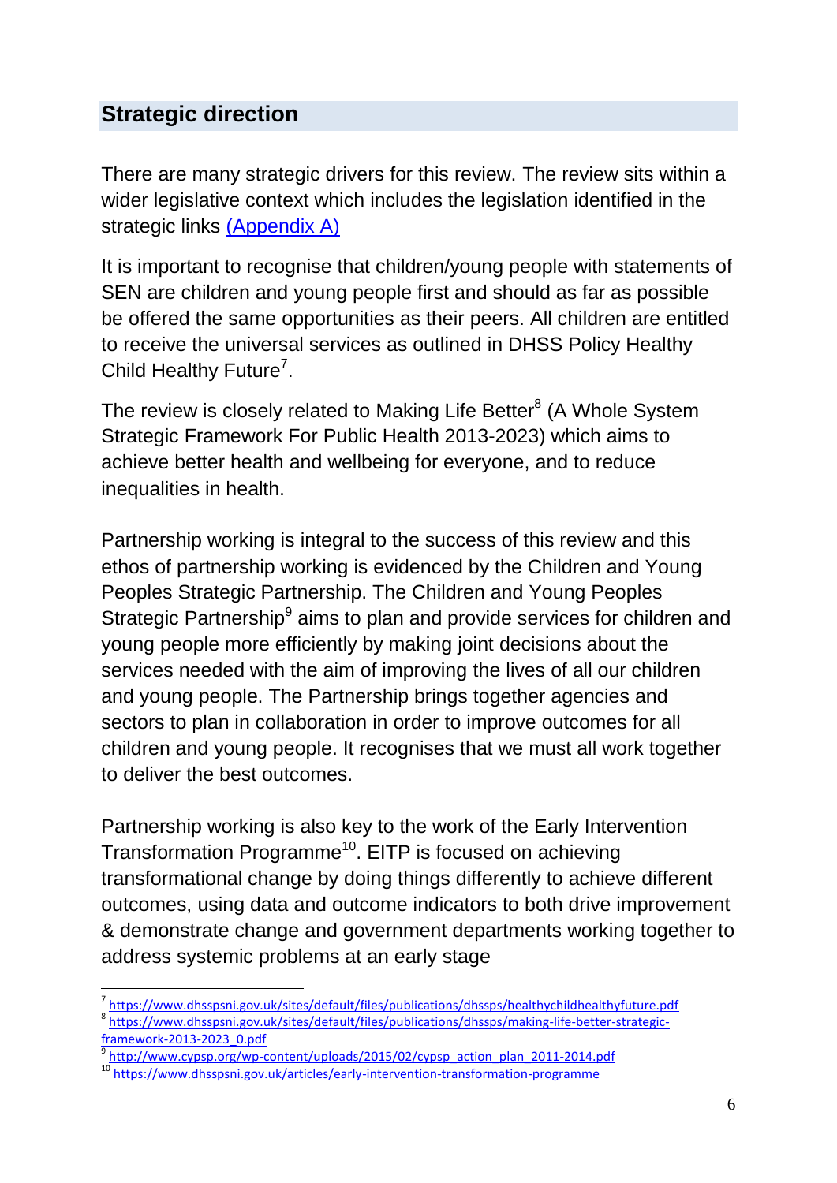## Strategic direction

There are many strategic drivers for this review. The review sits within a wider legislative context which includes the legislation identified in the strategic links (Appendix A)

It is important to recognise that children/young people with statements of SEN are children and young people first and should as far as possible be offered the same opportunities as their peers. All children are entitled to receive the universal services as outlined in DHSS Policy Healthy Child Healthy Future[7].

The review is closely related to Making Life Better[8] (A Whole System Strategic Framework For Public Health 2013-2023) which aims to achieve better health and wellbeing for everyone, and to reduce inequalities in health.

Partnership working is integral to the success of this review and this ethos of partnership working is evidenced by the Children and Young Peoples Strategic Partnership. The Children and Young Peoples Strategic Partnership[9] aims to plan and provide services for children and young people more efficiently by making joint decisions about the services needed with the aim of improving the lives of all our children and young people. The Partnership brings together agencies and sectors to plan in collaboration in order to improve outcomes for all children and young people. It recognises that we must all work together to deliver the best outcomes.

Partnership working is also key to the work of the Early Intervention Transformation Programme[10]. EITP is focused on achieving transformational change by doing things differently to achieve different outcomes, using data and outcome indicators to both drive improvement & demonstrate change and government departments working together to address systemic problems at an early stage

---

[7] https://www.dhsspsni.gov.uk/sites/default/files/publications/dhssps/healthychildhealthyfuture.pdf

[8] https://www.dhsspsni.gov.uk/sites/default/files/publications/dhssps/making-life-better-strategic-framework-2013-2023_0.pdf

[9] http://www.cypsp.org/wp-content/uploads/2015/02/cypsp_action_plan_2011-2014.pdf

[10] https://www.dhsspsni.gov.uk/articles/early-intervention-transformation-programme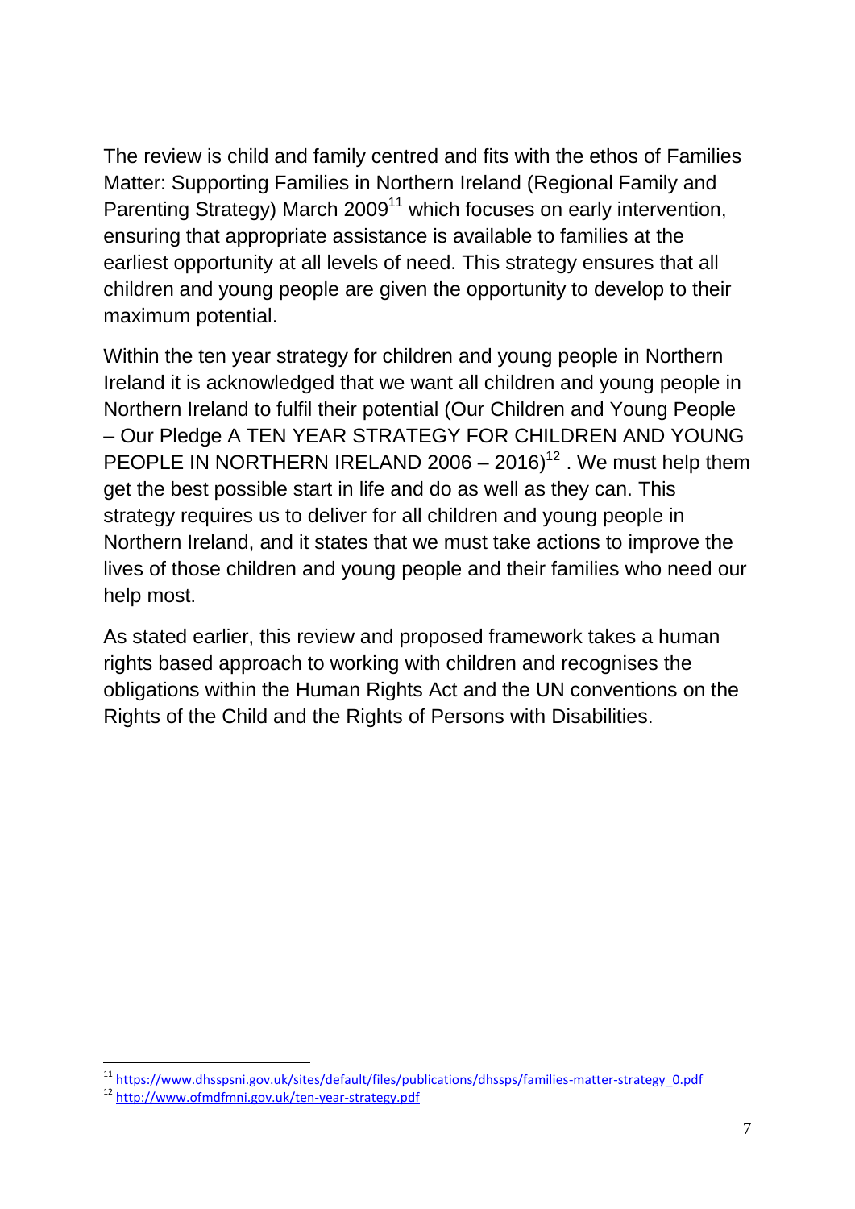The review is child and family centred and fits with the ethos of Families Matter: Supporting Families in Northern Ireland (Regional Family and Parenting Strategy) March 2009[11] which focuses on early intervention, ensuring that appropriate assistance is available to families at the earliest opportunity at all levels of need. This strategy ensures that all children and young people are given the opportunity to develop to their maximum potential.

Within the ten year strategy for children and young people in Northern Ireland it is acknowledged that we want all children and young people in Northern Ireland to fulfil their potential (Our Children and Young People – Our Pledge A TEN YEAR STRATEGY FOR CHILDREN AND YOUNG PEOPLE IN NORTHERN IRELAND 2006 – 2016)[12] . We must help them get the best possible start in life and do as well as they can. This strategy requires us to deliver for all children and young people in Northern Ireland, and it states that we must take actions to improve the lives of those children and young people and their families who need our help most.

As stated earlier, this review and proposed framework takes a human rights based approach to working with children and recognises the obligations within the Human Rights Act and the UN conventions on the Rights of the Child and the Rights of Persons with Disabilities.

---

[11] https://www.dhsspsni.gov.uk/sites/default/files/publications/dhssps/families-matter-strategy_0.pdf

[12] http://www.ofmdfmni.gov.uk/ten-year-strategy.pdf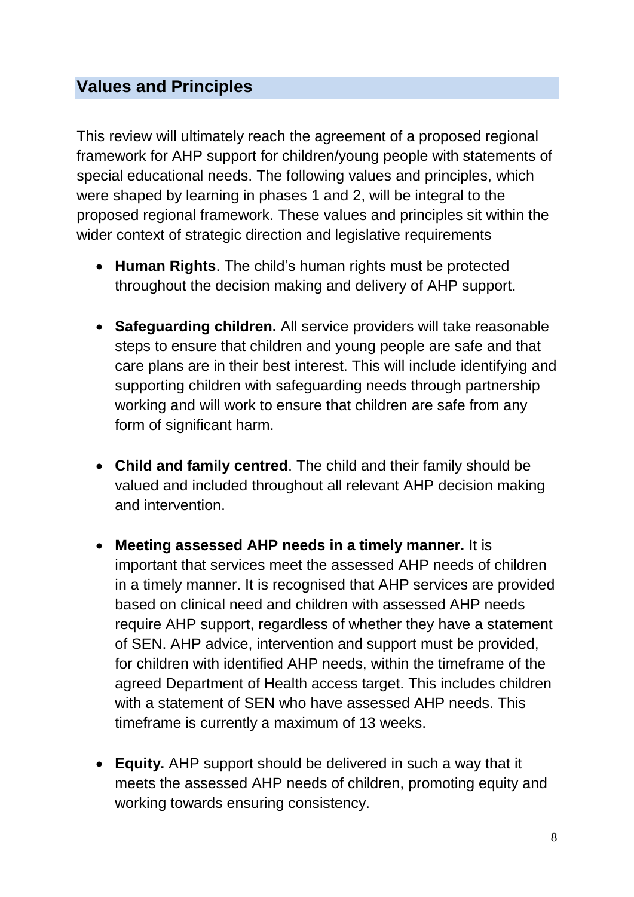## Values and Principles

This review will ultimately reach the agreement of a proposed regional framework for AHP support for children/young people with statements of special educational needs. The following values and principles, which were shaped by learning in phases 1 and 2, will be integral to the proposed regional framework. These values and principles sit within the wider context of strategic direction and legislative requirements

- **Human Rights**. The child's human rights must be protected throughout the decision making and delivery of AHP support.
- **Safeguarding children.** All service providers will take reasonable steps to ensure that children and young people are safe and that care plans are in their best interest. This will include identifying and supporting children with safeguarding needs through partnership working and will work to ensure that children are safe from any form of significant harm.
- **Child and family centred**. The child and their family should be valued and included throughout all relevant AHP decision making and intervention.
- **Meeting assessed AHP needs in a timely manner.** It is important that services meet the assessed AHP needs of children in a timely manner. It is recognised that AHP services are provided based on clinical need and children with assessed AHP needs require AHP support, regardless of whether they have a statement of SEN. AHP advice, intervention and support must be provided, for children with identified AHP needs, within the timeframe of the agreed Department of Health access target. This includes children with a statement of SEN who have assessed AHP needs. This timeframe is currently a maximum of 13 weeks.
- **Equity.** AHP support should be delivered in such a way that it meets the assessed AHP needs of children, promoting equity and working towards ensuring consistency.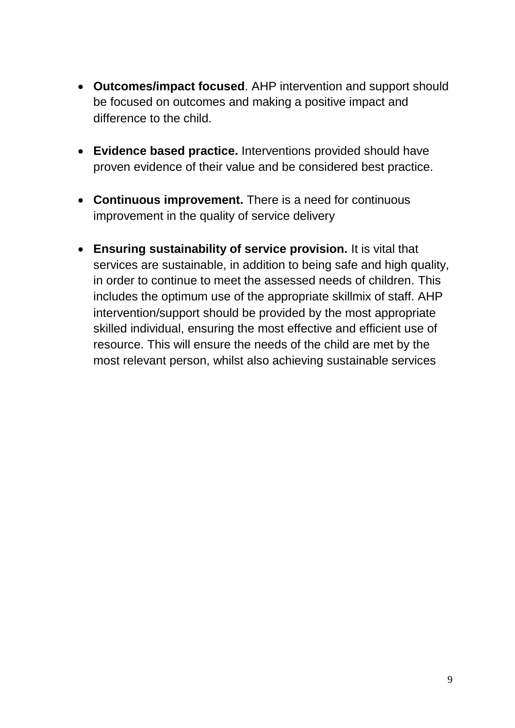- **Outcomes/impact focused**. AHP intervention and support should be focused on outcomes and making a positive impact and difference to the child.

- **Evidence based practice.** Interventions provided should have proven evidence of their value and be considered best practice.

- **Continuous improvement.** There is a need for continuous improvement in the quality of service delivery

- **Ensuring sustainability of service provision.** It is vital that services are sustainable, in addition to being safe and high quality, in order to continue to meet the assessed needs of children. This includes the optimum use of the appropriate skillmix of staff. AHP intervention/support should be provided by the most appropriate skilled individual, ensuring the most effective and efficient use of resource. This will ensure the needs of the child are met by the most relevant person, whilst also achieving sustainable services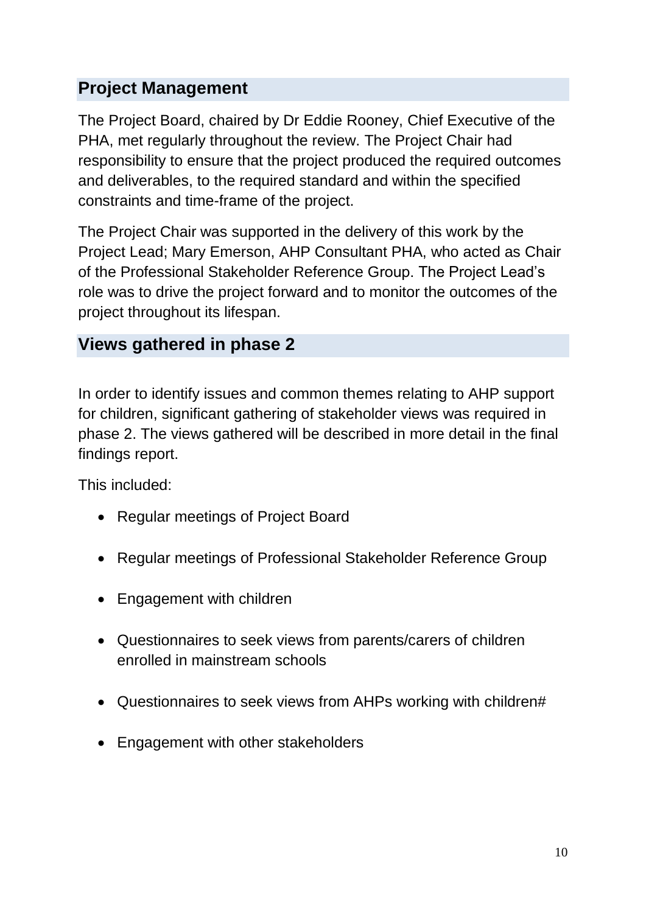## Project Management

The Project Board, chaired by Dr Eddie Rooney, Chief Executive of the PHA, met regularly throughout the review. The Project Chair had responsibility to ensure that the project produced the required outcomes and deliverables, to the required standard and within the specified constraints and time-frame of the project.

The Project Chair was supported in the delivery of this work by the Project Lead; Mary Emerson, AHP Consultant PHA, who acted as Chair of the Professional Stakeholder Reference Group. The Project Lead's role was to drive the project forward and to monitor the outcomes of the project throughout its lifespan.

## Views gathered in phase 2

In order to identify issues and common themes relating to AHP support for children, significant gathering of stakeholder views was required in phase 2. The views gathered will be described in more detail in the final findings report.

This included:

- Regular meetings of Project Board
- Regular meetings of Professional Stakeholder Reference Group
- Engagement with children
- Questionnaires to seek views from parents/carers of children enrolled in mainstream schools
- Questionnaires to seek views from AHPs working with children#
- Engagement with other stakeholders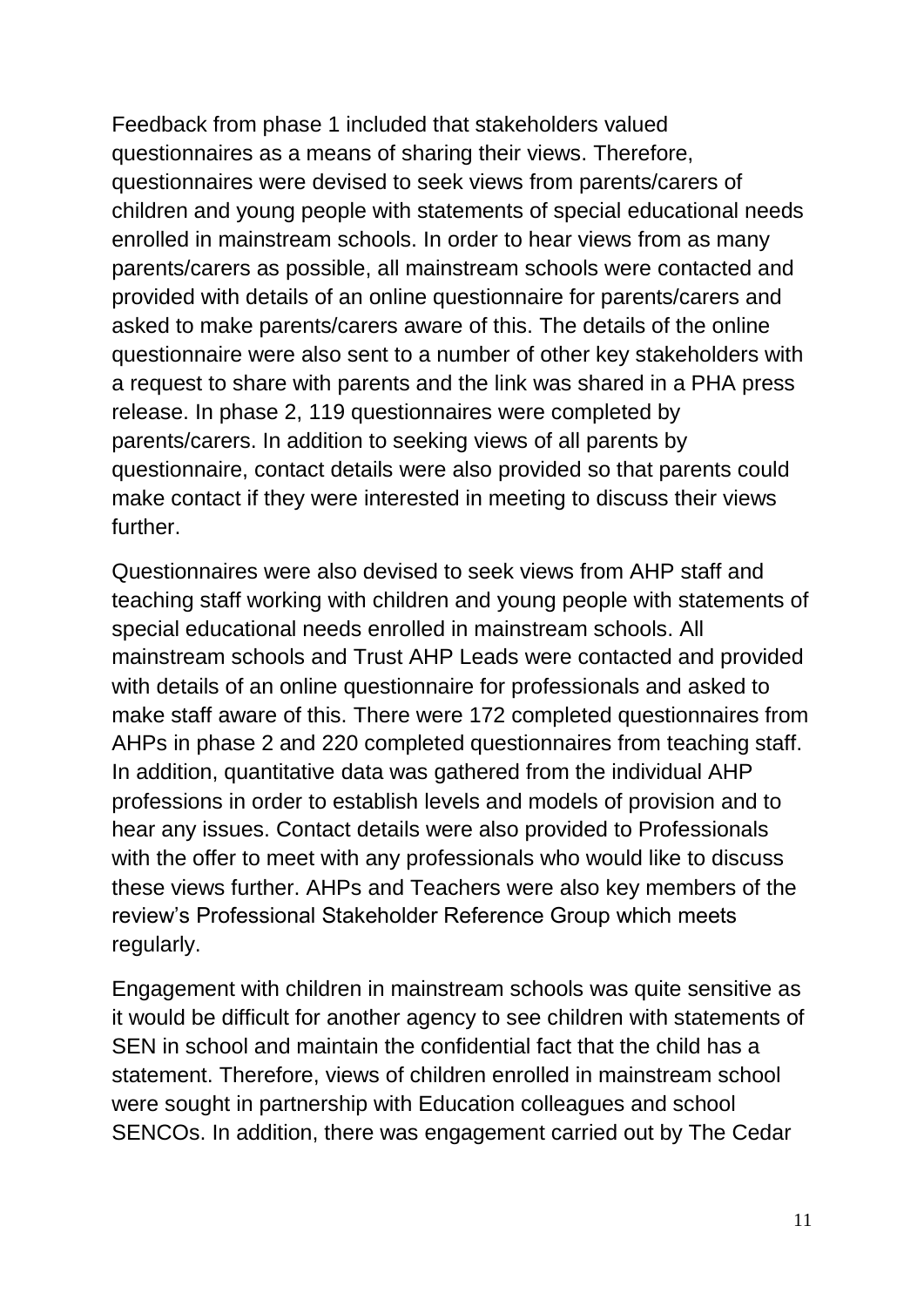Feedback from phase 1 included that stakeholders valued questionnaires as a means of sharing their views. Therefore, questionnaires were devised to seek views from parents/carers of children and young people with statements of special educational needs enrolled in mainstream schools. In order to hear views from as many parents/carers as possible, all mainstream schools were contacted and provided with details of an online questionnaire for parents/carers and asked to make parents/carers aware of this. The details of the online questionnaire were also sent to a number of other key stakeholders with a request to share with parents and the link was shared in a PHA press release. In phase 2, 119 questionnaires were completed by parents/carers. In addition to seeking views of all parents by questionnaire, contact details were also provided so that parents could make contact if they were interested in meeting to discuss their views further.

Questionnaires were also devised to seek views from AHP staff and teaching staff working with children and young people with statements of special educational needs enrolled in mainstream schools. All mainstream schools and Trust AHP Leads were contacted and provided with details of an online questionnaire for professionals and asked to make staff aware of this. There were 172 completed questionnaires from AHPs in phase 2 and 220 completed questionnaires from teaching staff. In addition, quantitative data was gathered from the individual AHP professions in order to establish levels and models of provision and to hear any issues. Contact details were also provided to Professionals with the offer to meet with any professionals who would like to discuss these views further. AHPs and Teachers were also key members of the review's Professional Stakeholder Reference Group which meets regularly.

Engagement with children in mainstream schools was quite sensitive as it would be difficult for another agency to see children with statements of SEN in school and maintain the confidential fact that the child has a statement. Therefore, views of children enrolled in mainstream school were sought in partnership with Education colleagues and school SENCOs. In addition, there was engagement carried out by The Cedar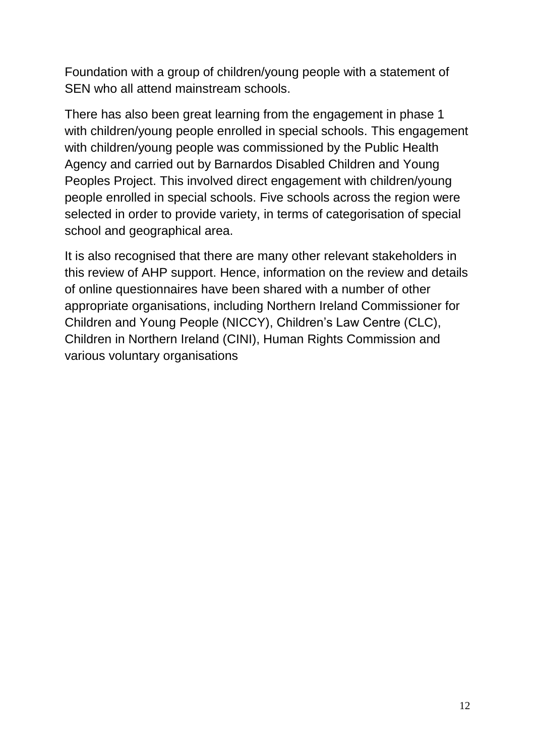Foundation with a group of children/young people with a statement of SEN who all attend mainstream schools.

There has also been great learning from the engagement in phase 1 with children/young people enrolled in special schools. This engagement with children/young people was commissioned by the Public Health Agency and carried out by Barnardos Disabled Children and Young Peoples Project. This involved direct engagement with children/young people enrolled in special schools. Five schools across the region were selected in order to provide variety, in terms of categorisation of special school and geographical area.

It is also recognised that there are many other relevant stakeholders in this review of AHP support. Hence, information on the review and details of online questionnaires have been shared with a number of other appropriate organisations, including Northern Ireland Commissioner for Children and Young People (NICCY), Children's Law Centre (CLC), Children in Northern Ireland (CINI), Human Rights Commission and various voluntary organisations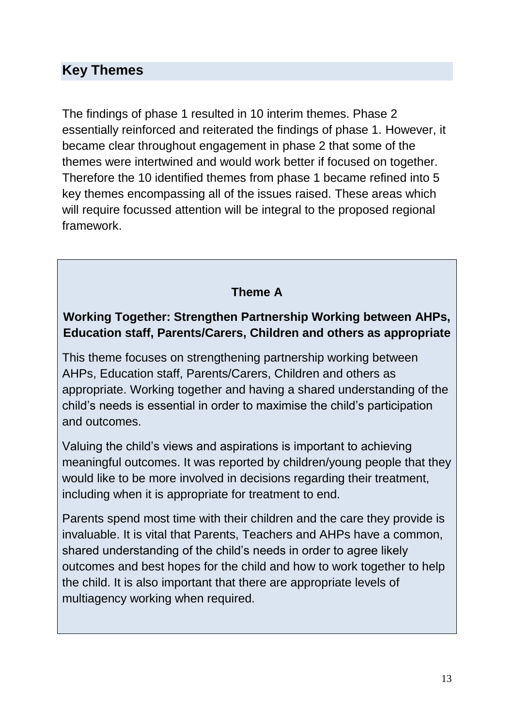## Key Themes

The findings of phase 1 resulted in 10 interim themes. Phase 2 essentially reinforced and reiterated the findings of phase 1. However, it became clear throughout engagement in phase 2 that some of the themes were intertwined and would work better if focused on together. Therefore the 10 identified themes from phase 1 became refined into 5 key themes encompassing all of the issues raised. These areas which will require focussed attention will be integral to the proposed regional framework.

### Theme A

**Working Together: Strengthen Partnership Working between AHPs, Education staff, Parents/Carers, Children and others as appropriate**

This theme focuses on strengthening partnership working between AHPs, Education staff, Parents/Carers, Children and others as appropriate. Working together and having a shared understanding of the child's needs is essential in order to maximise the child's participation and outcomes.

Valuing the child's views and aspirations is important to achieving meaningful outcomes. It was reported by children/young people that they would like to be more involved in decisions regarding their treatment, including when it is appropriate for treatment to end.

Parents spend most time with their children and the care they provide is invaluable. It is vital that Parents, Teachers and AHPs have a common, shared understanding of the child's needs in order to agree likely outcomes and best hopes for the child and how to work together to help the child. It is also important that there are appropriate levels of multiagency working when required.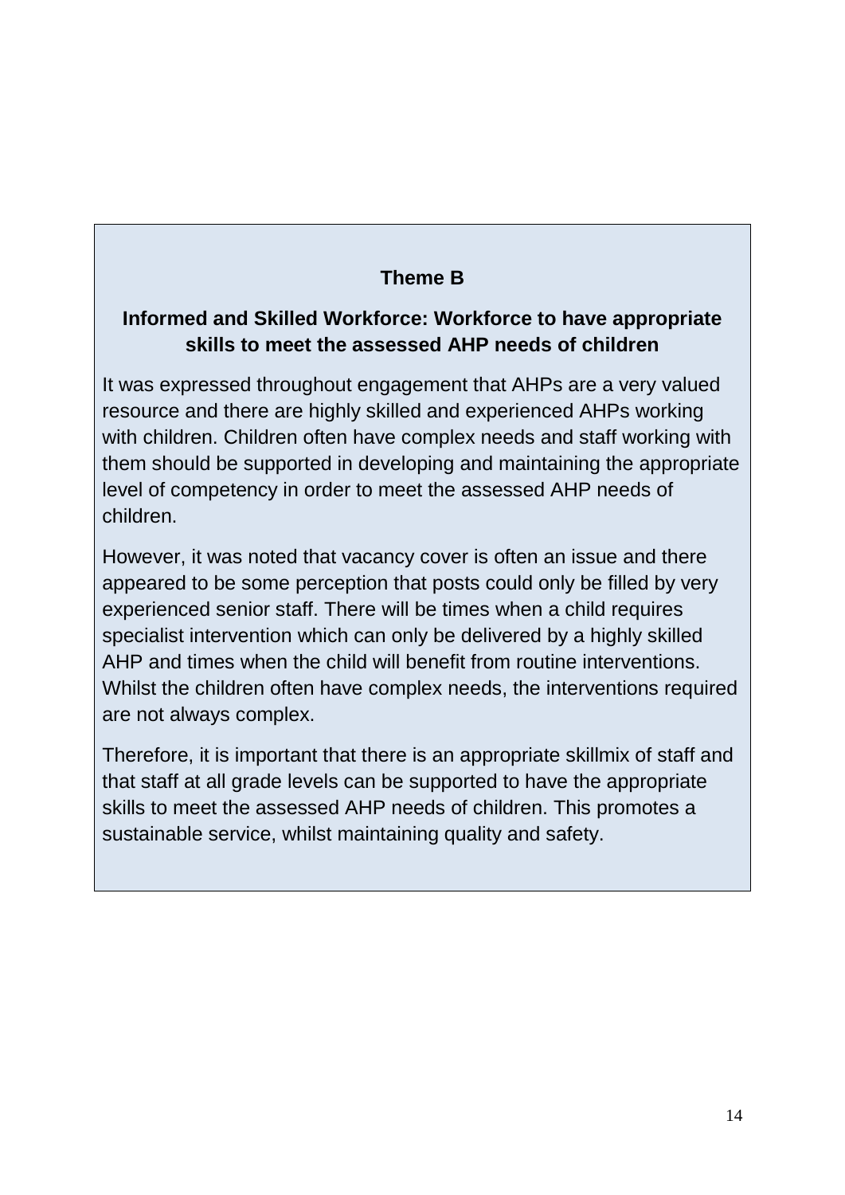## Theme B

### Informed and Skilled Workforce: Workforce to have appropriate skills to meet the assessed AHP needs of children

It was expressed throughout engagement that AHPs are a very valued resource and there are highly skilled and experienced AHPs working with children. Children often have complex needs and staff working with them should be supported in developing and maintaining the appropriate level of competency in order to meet the assessed AHP needs of children.

However, it was noted that vacancy cover is often an issue and there appeared to be some perception that posts could only be filled by very experienced senior staff. There will be times when a child requires specialist intervention which can only be delivered by a highly skilled AHP and times when the child will benefit from routine interventions. Whilst the children often have complex needs, the interventions required are not always complex.

Therefore, it is important that there is an appropriate skillmix of staff and that staff at all grade levels can be supported to have the appropriate skills to meet the assessed AHP needs of children. This promotes a sustainable service, whilst maintaining quality and safety.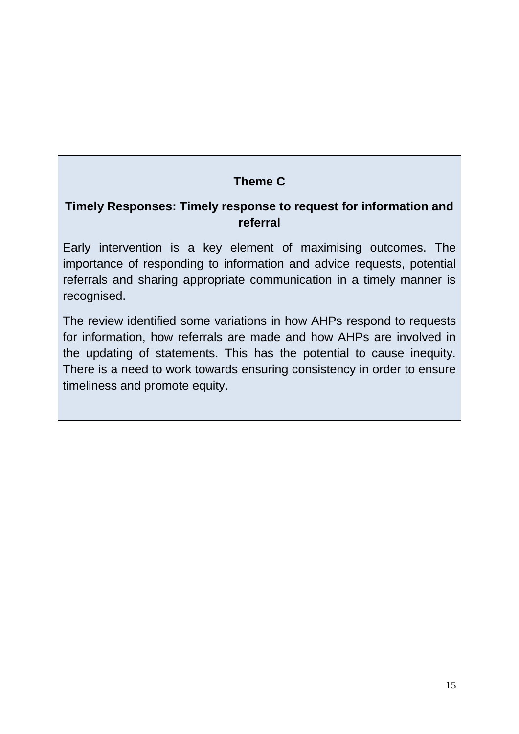## Theme C

### Timely Responses: Timely response to request for information and referral

Early intervention is a key element of maximising outcomes. The importance of responding to information and advice requests, potential referrals and sharing appropriate communication in a timely manner is recognised.

The review identified some variations in how AHPs respond to requests for information, how referrals are made and how AHPs are involved in the updating of statements. This has the potential to cause inequity. There is a need to work towards ensuring consistency in order to ensure timeliness and promote equity.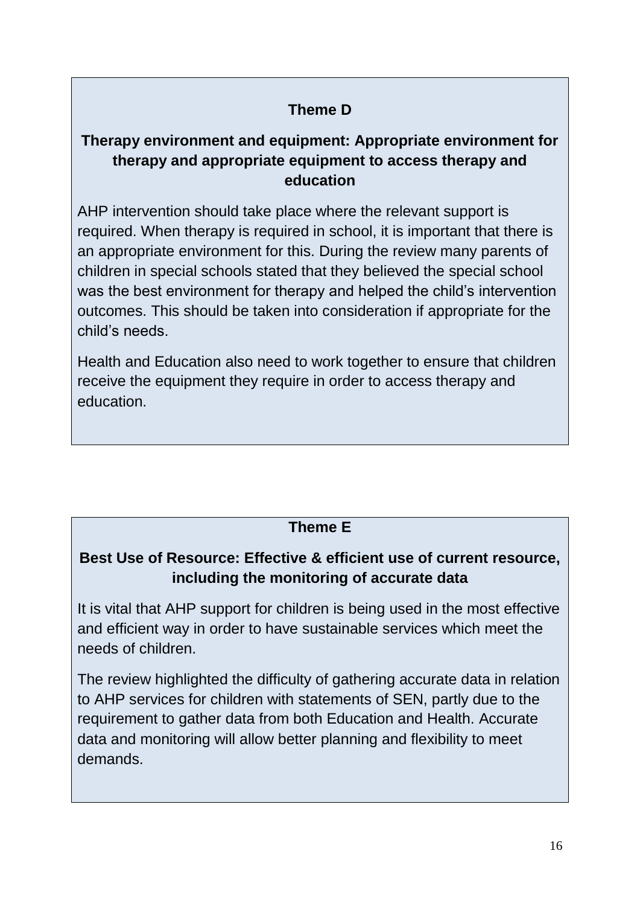### Theme D

### Therapy environment and equipment: Appropriate environment for therapy and appropriate equipment to access therapy and education

AHP intervention should take place where the relevant support is required. When therapy is required in school, it is important that there is an appropriate environment for this. During the review many parents of children in special schools stated that they believed the special school was the best environment for therapy and helped the child's intervention outcomes. This should be taken into consideration if appropriate for the child's needs.

Health and Education also need to work together to ensure that children receive the equipment they require in order to access therapy and education.

### Theme E

### Best Use of Resource: Effective & efficient use of current resource, including the monitoring of accurate data

It is vital that AHP support for children is being used in the most effective and efficient way in order to have sustainable services which meet the needs of children.

The review highlighted the difficulty of gathering accurate data in relation to AHP services for children with statements of SEN, partly due to the requirement to gather data from both Education and Health. Accurate data and monitoring will allow better planning and flexibility to meet demands.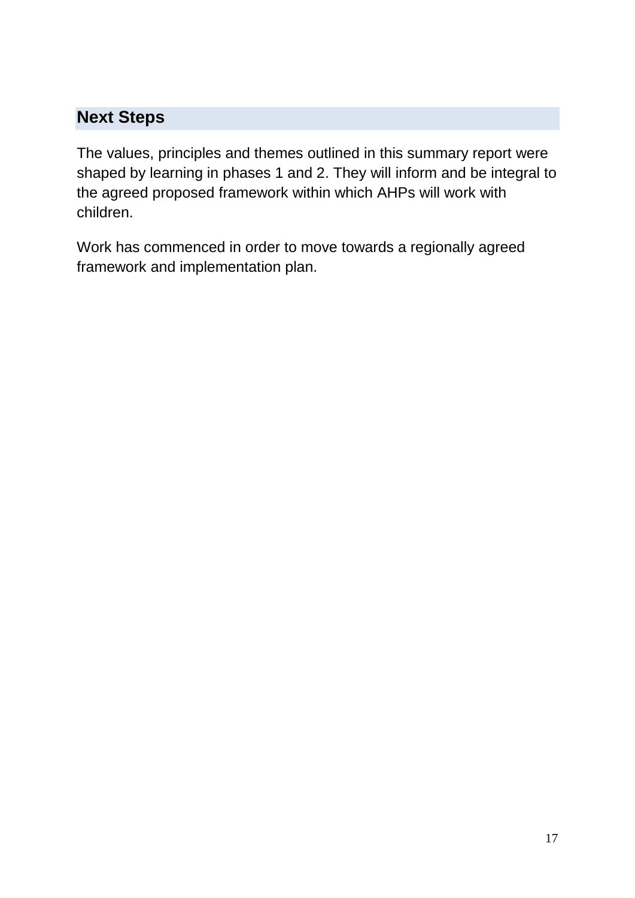## Next Steps

The values, principles and themes outlined in this summary report were shaped by learning in phases 1 and 2. They will inform and be integral to the agreed proposed framework within which AHPs will work with children.

Work has commenced in order to move towards a regionally agreed framework and implementation plan.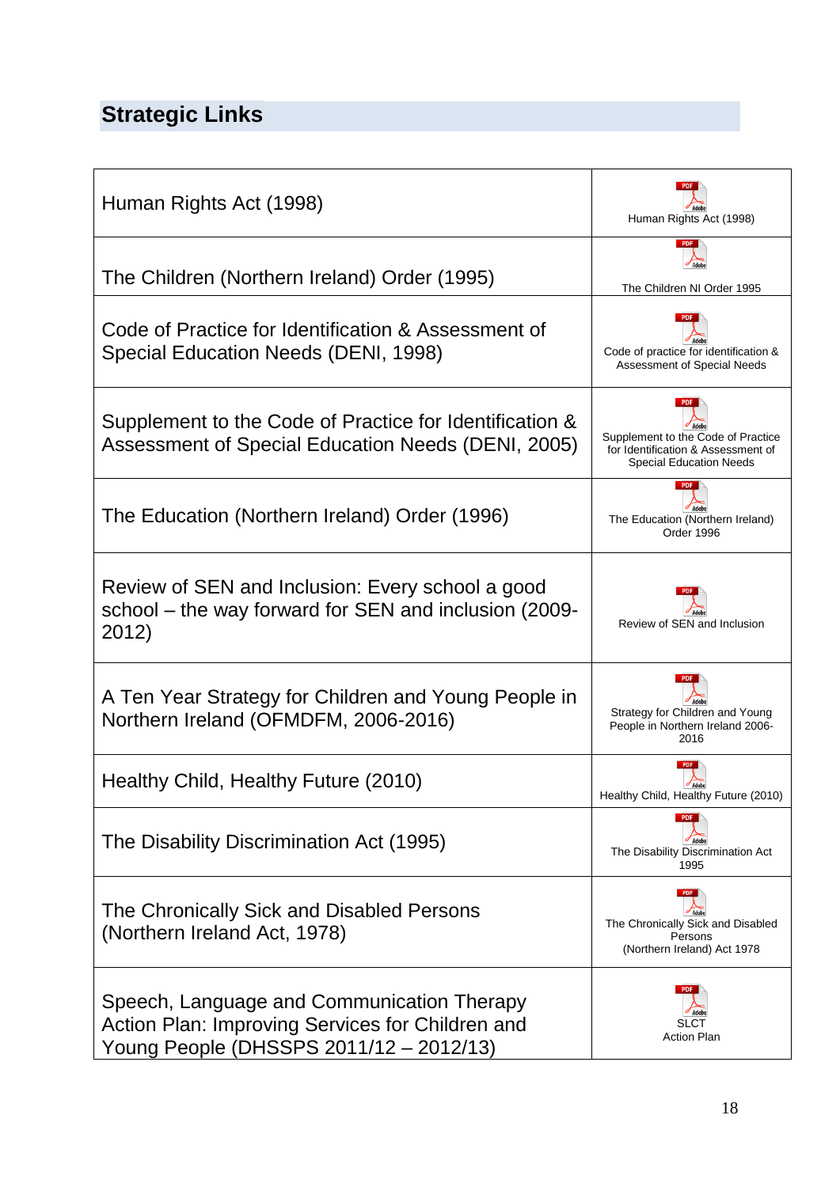## Strategic Links

| | |
|---|---|
| Human Rights Act (1998) | Human Rights Act (1998) |
| The Children (Northern Ireland) Order (1995) | The Children NI Order 1995 |
| Code of Practice for Identification & Assessment of Special Education Needs (DENI, 1998) | Code of practice for identification & Assessment of Special Needs |
| Supplement to the Code of Practice for Identification & Assessment of Special Education Needs (DENI, 2005) | Supplement to the Code of Practice for Identification & Assessment of Special Education Needs |
| The Education (Northern Ireland) Order (1996) | The Education (Northern Ireland) Order 1996 |
| Review of SEN and Inclusion: Every school a good school – the way forward for SEN and inclusion (2009-2012) | Review of SEN and Inclusion |
| A Ten Year Strategy for Children and Young People in Northern Ireland (OFMDFM, 2006-2016) | Strategy for Children and Young People in Northern Ireland 2006-2016 |
| Healthy Child, Healthy Future (2010) | Healthy Child, Healthy Future (2010) |
| The Disability Discrimination Act (1995) | The Disability Discrimination Act 1995 |
| The Chronically Sick and Disabled Persons (Northern Ireland Act, 1978) | The Chronically Sick and Disabled Persons (Northern Ireland) Act 1978 |
| Speech, Language and Communication Therapy Action Plan: Improving Services for Children and Young People (DHSSPS 2011/12 – 2012/13) | SLCT Action Plan |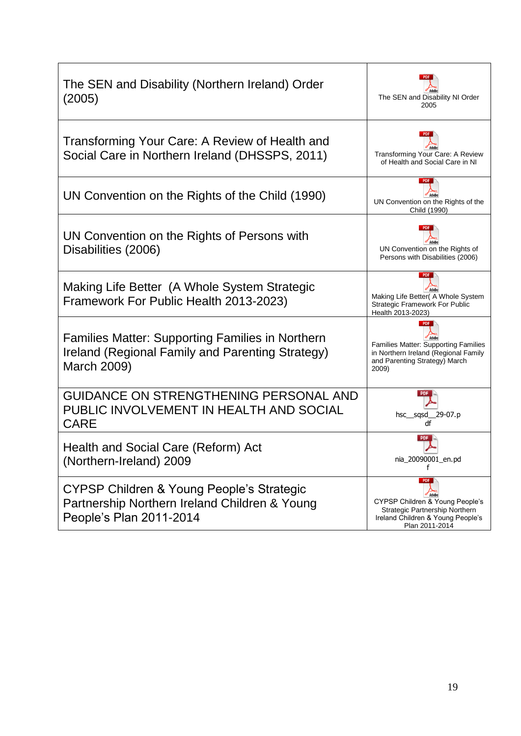| | |
|---|---|
| The SEN and Disability (Northern Ireland) Order (2005) | The SEN and Disability NI Order 2005 |
| Transforming Your Care: A Review of Health and Social Care in Northern Ireland (DHSSPS, 2011) | Transforming Your Care: A Review of Health and Social Care in NI |
| UN Convention on the Rights of the Child (1990) | UN Convention on the Rights of the Child (1990) |
| UN Convention on the Rights of Persons with Disabilities (2006) | UN Convention on the Rights of Persons with Disabilities (2006) |
| Making Life Better (A Whole System Strategic Framework For Public Health 2013-2023) | Making Life Better( A Whole System Strategic Framework For Public Health 2013-2023) |
| Families Matter: Supporting Families in Northern Ireland (Regional Family and Parenting Strategy) March 2009) | Families Matter: Supporting Families in Northern Ireland (Regional Family and Parenting Strategy) March 2009) |
| GUIDANCE ON STRENGTHENING PERSONAL AND PUBLIC INVOLVEMENT IN HEALTH AND SOCIAL CARE | hsc__sqsd__29-07.pdf |
| Health and Social Care (Reform) Act (Northern-Ireland) 2009 | nia_20090001_en.pdf |
| CYPSP Children & Young People's Strategic Partnership Northern Ireland Children & Young People's Plan 2011-2014 | CYPSP Children & Young People's Strategic Partnership Northern Ireland Children & Young People's Plan 2011-2014 |